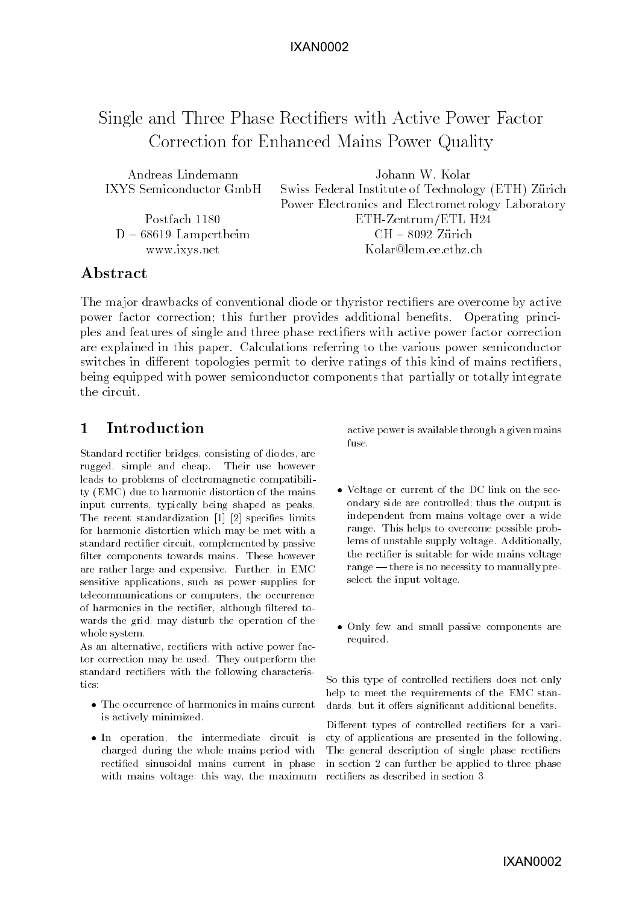# Single and Three Phase Rectifiers with Active Power Factor Correction for Enhanced Mains Power Quality

Andreas Lindemann
IXYS Semiconductor GmbH

Postfach 1180
D – 68619 Lampertheim
www.ixys.net

Johann W. Kolar
Swiss Federal Institute of Technology (ETH) Zürich
Power Electronics and Electrometrology Laboratory
ETH-Zentrum/ETL H24
CH – 8092 Zürich
Kolar@lem.ee.ethz.ch

## Abstract

The major drawbacks of conventional diode or thyristor rectifiers are overcome by active power factor correction; this further provides additional benefits. Operating principles and features of single and three phase rectifiers with active power factor correction are explained in this paper. Calculations referring to the various power semiconductor switches in different topologies permit to derive ratings of this kind of mains rectifiers, being equipped with power semiconductor components that partially or totally integrate the circuit.

## 1 Introduction

Standard rectifier bridges, consisting of diodes, are rugged, simple and cheap. Their use however leads to problems of electromagnetic compatibility (EMC) due to harmonic distortion of the mains input currents, typically being shaped as peaks. The recent standardization [1] [2] specifies limits for harmonic distortion which may be met with a standard rectifier circuit, complemented by passive filter components towards mains. These however are rather large and expensive. Further, in EMC sensitive applications, such as power supplies for telecommunications or computers, the occurrence of harmonics in the rectifier, although filtered towards the grid, may disturb the operation of the whole system.

As an alternative, rectifiers with active power factor correction may be used. They outperform the standard rectifiers with the following characteristics:

- The occurrence of harmonics in mains current is actively minimized.
- In operation, the intermediate circuit is charged during the whole mains period with rectified sinusoidal mains current in phase with mains voltage; this way, the maximum active power is available through a given mains fuse.
- Voltage or current of the DC link on the secondary side are controlled; thus the output is independent from mains voltage over a wide range. This helps to overcome possible problems of unstable supply voltage. Additionally, the rectifier is suitable for wide mains voltage range — there is no necessity to manually preselect the input voltage.
- Only few and small passive components are required.

So this type of controlled rectifiers does not only help to meet the requirements of the EMC standards, but it offers significant additional benefits.

Different types of controlled rectifiers for a variety of applications are presented in the following. The general description of single phase rectifiers in section 2 can further be applied to three phase rectifiers as described in section 3.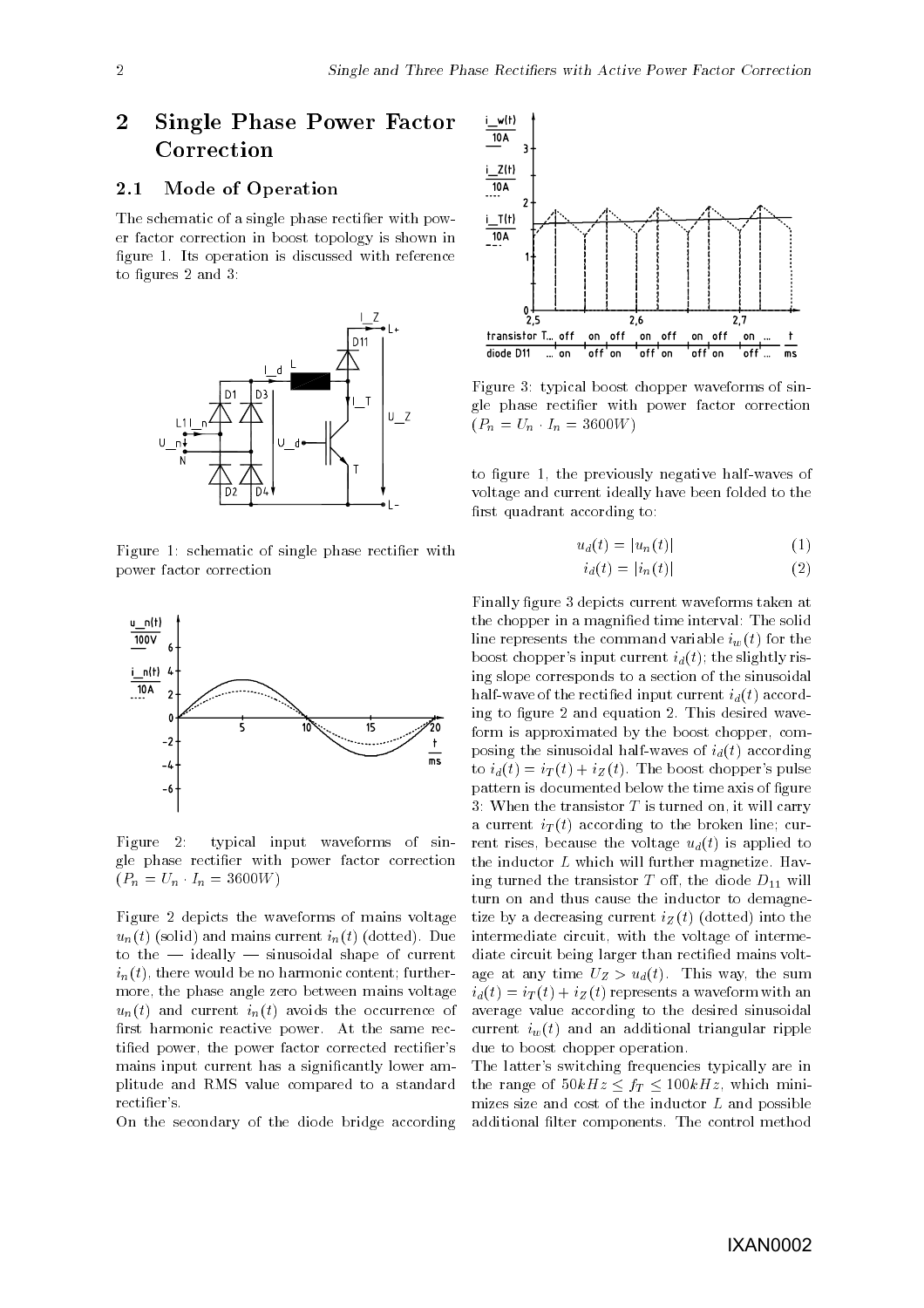## 2 Single Phase Power Factor Correction

### 2.1 Mode of Operation

The schematic of a single phase rectifier with power factor correction in boost topology is shown in figure 1. Its operation is discussed with reference to figures 2 and 3:

Figure 1: schematic of single phase rectifier with power factor correction

Figure 2: typical input waveforms of single phase rectifier with power factor correction ($P_n = U_n \cdot I_n = 3600W$)

Figure 2 depicts the waveforms of mains voltage $u_n(t)$ (solid) and mains current $i_n(t)$ (dotted). Due to the — ideally — sinusoidal shape of current $i_n(t)$, there would be no harmonic content; furthermore, the phase angle zero between mains voltage $u_n(t)$ and current $i_n(t)$ avoids the occurrence of first harmonic reactive power. At the same rectified power, the power factor corrected rectifier's mains input current has a significantly lower amplitude and RMS value compared to a standard rectifier's.

On the secondary of the diode bridge according to figure 1, the previously negative half-waves of voltage and current ideally have been folded to the first quadrant according to:

$$u_d(t) = |u_n(t)| \tag{1}$$

$$i_d(t) = |i_n(t)| \tag{2}$$

Figure 3: typical boost chopper waveforms of single phase rectifier with power factor correction ($P_n = U_n \cdot I_n = 3600W$)

Finally figure 3 depicts current waveforms taken at the chopper in a magnified time interval: The solid line represents the command variable $i_w(t)$ for the boost chopper's input current $i_d(t)$; the slightly rising slope corresponds to a section of the sinusoidal half-wave of the rectified input current $i_d(t)$ according to figure 2 and equation 2. This desired waveform is approximated by the boost chopper, composing the sinusoidal half-waves of $i_d(t)$ according to $i_d(t) = i_T(t) + i_Z(t)$. The boost chopper's pulse pattern is documented below the time axis of figure 3: When the transistor $T$ is turned on, it will carry a current $i_T(t)$ according to the broken line; current rises, because the voltage $u_d(t)$ is applied to the inductor $L$ which will further magnetize. Having turned the transistor $T$ off, the diode $D_{11}$ will turn on and thus cause the inductor to demagnetize by a decreasing current $i_Z(t)$ (dotted) into the intermediate circuit, with the voltage of intermediate circuit being larger than rectified mains voltage at any time $U_Z > u_d(t)$. This way, the sum $i_d(t) = i_T(t) + i_Z(t)$ represents a waveform with an average value according to the desired sinusoidal current $i_w(t)$ and an additional triangular ripple due to boost chopper operation.

The latter's switching frequencies typically are in the range of $50kHz \leq f_T \leq 100kHz$, which minimizes size and cost of the inductor $L$ and possible additional filter components. The control method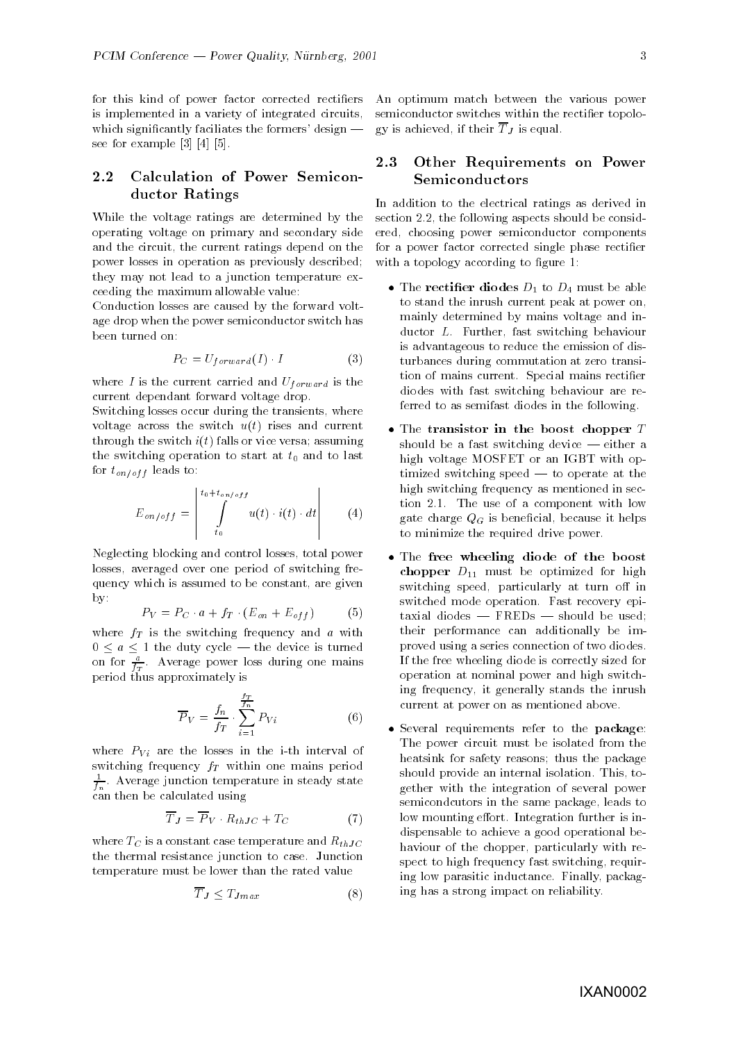for this kind of power factor corrected rectifiers is implemented in a variety of integrated circuits, which significantly faciliates the formers' design — see for example [3] [4] [5].

## 2.2 Calculation of Power Semiconductor Ratings

While the voltage ratings are determined by the operating voltage on primary and secondary side and the circuit, the current ratings depend on the power losses in operation as previously described; they may not lead to a junction temperature exceeding the maximum allowable value:

Conduction losses are caused by the forward voltage drop when the power semiconductor switch has been turned on:

$$P_C = U_{forward}(I) \cdot I \tag{3}$$

where $I$ is the current carried and $U_{forward}$ is the current dependant forward voltage drop.

Switching losses occur during the transients, where voltage across the switch $u(t)$ rises and current through the switch $i(t)$ falls or vice versa; assuming the switching operation to start at $t_0$ and to last for $t_{on/off}$ leads to:

$$E_{on/off} = \left| \int_{t_0}^{t_0 + t_{on/off}} u(t) \cdot i(t) \cdot dt \right| \tag{4}$$

Neglecting blocking and control losses, total power losses, averaged over one period of switching frequency which is assumed to be constant, are given by:

$$P_V = P_C \cdot a + f_T \cdot (E_{on} + E_{off}) \tag{5}$$

where $f_T$ is the switching frequency and $a$ with $0 \leq a \leq 1$ the duty cycle — the device is turned on for $\frac{a}{f_T}$. Average power loss during one mains period thus approximately is

$$\overline{P}_V = \frac{f_n}{f_T} \cdot \sum_{i=1}^{\frac{f_T}{f_n}} P_{Vi} \tag{6}$$

where $P_{Vi}$ are the losses in the i-th interval of switching frequency $f_T$ within one mains period $\frac{1}{f_n}$. Average junction temperature in steady state can then be calculated using

$$\overline{T}_J = \overline{P}_V \cdot R_{thJC} + T_C \tag{7}$$

where $T_C$ is a constant case temperature and $R_{thJC}$ the thermal resistance junction to case. Junction temperature must be lower than the rated value

$$\overline{T}_J \leq T_{Jmax} \tag{8}$$

An optimum match between the various power semiconductor switches within the rectifier topology is achieved, if their $\overline{T}_J$ is equal.

## 2.3 Other Requirements on Power Semiconductors

In addition to the electrical ratings as derived in section 2.2, the following aspects should be considered, choosing power semiconductor components for a power factor corrected single phase rectifier with a topology according to figure 1:

- The **rectifier diodes** $D_1$ to $D_4$ must be able to stand the inrush current peak at power on, mainly determined by mains voltage and inductor $L$. Further, fast switching behaviour is advantageous to reduce the emission of disturbances during commutation at zero transition of mains current. Special mains rectifier diodes with fast switching behaviour are referred to as semifast diodes in the following.
- The **transistor in the boost chopper** $T$ should be a fast switching device — either a high voltage MOSFET or an IGBT with optimized switching speed — to operate at the high switching frequency as mentioned in section 2.1. The use of a component with low gate charge $Q_G$ is beneficial, because it helps to minimize the required drive power.
- The **free wheeling diode of the boost chopper** $D_{11}$ must be optimized for high switching speed, particularly at turn off in switched mode operation. Fast recovery epitaxial diodes — FREDs — should be used; their performance can additionally be improved using a series connection of two diodes. If the free wheeling diode is correctly sized for operation at nominal power and high switching frequency, it generally stands the inrush current at power on as mentioned above.
- Several requirements refer to the **package**: The power circuit must be isolated from the heatsink for safety reasons; thus the package should provide an internal isolation. This, together with the integration of several power semiconducdutors in the same package, leads to low mounting effort. Integration further is indispensable to achieve a good operational behaviour of the chopper, particularly with respect to high frequency fast switching, requiring low parasitic inductance. Finally, packaging has a strong impact on reliability.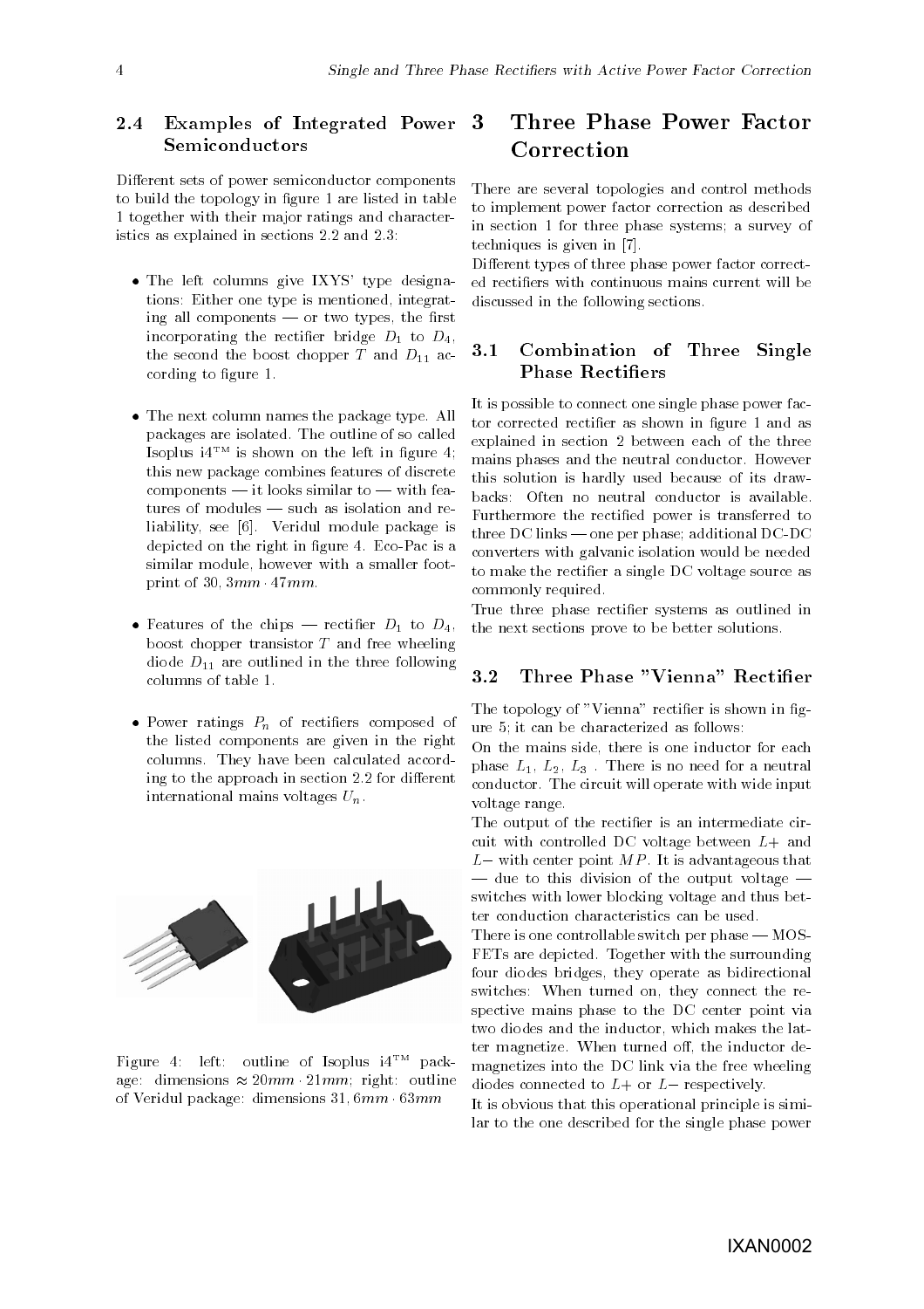## 2.4 Examples of Integrated Power Semiconductors

Different sets of power semiconductor components to build the topology in figure 1 are listed in table 1 together with their major ratings and characteristics as explained in sections 2.2 and 2.3:

- The left columns give IXYS' type designations: Either one type is mentioned, integrating all components — or two types, the first incorporating the rectifier bridge $D_1$ to $D_4$, the second the boost chopper $T$ and $D_{11}$ according to figure 1.

- The next column names the package type. All packages are isolated. The outline of so called Isoplus i4™ is shown on the left in figure 4; this new package combines features of discrete components — it looks similar to — with features of modules — such as isolation and reliability, see [6]. Veridul module package is depicted on the right in figure 4. Eco-Pac is a similar module, however with a smaller footprint of $30,3mm \cdot 47mm$.

- Features of the chips — rectifier $D_1$ to $D_4$, boost chopper transistor $T$ and free wheeling diode $D_{11}$ are outlined in the three following columns of table 1.

- Power ratings $P_n$ of rectifiers composed of the listed components are given in the right columns. They have been calculated according to the approach in section 2.2 for different international mains voltages $U_n$.

Figure 4: left: outline of Isoplus i4™ package: dimensions $\approx 20mm \cdot 21mm$; right: outline of Veridul package: dimensions $31,6mm \cdot 63mm$

# 3 Three Phase Power Factor Correction

There are several topologies and control methods to implement power factor correction as described in section 1 for three phase systems; a survey of techniques is given in [7].

Different types of three phase power factor corrected rectifiers with continuous mains current will be discussed in the following sections.

## 3.1 Combination of Three Single Phase Rectifiers

It is possible to connect one single phase power factor corrected rectifier as shown in figure 1 and as explained in section 2 between each of the three mains phases and the neutral conductor. However this solution is hardly used because of its drawbacks: Often no neutral conductor is available. Furthermore the rectified power is transferred to three DC links — one per phase; additional DC-DC converters with galvanic isolation would be needed to make the rectifier a single DC voltage source as commonly required.

True three phase rectifier systems as outlined in the next sections prove to be better solutions.

## 3.2 Three Phase "Vienna" Rectifier

The topology of "Vienna" rectifier is shown in figure 5; it can be characterized as follows:

On the mains side, there is one inductor for each phase $L_1$, $L_2$, $L_3$ . There is no need for a neutral conductor. The circuit will operate with wide input voltage range.

The output of the rectifier is an intermediate circuit with controlled DC voltage between $L+$ and $L-$ with center point $MP$. It is advantageous that — due to this division of the output voltage — switches with lower blocking voltage and thus better conduction characteristics can be used.

There is one controllable switch per phase — MOSFETs are depicted. Together with the surrounding four diodes bridges, they operate as bidirectional switches: When turned on, they connect the respective mains phase to the DC center point via two diodes and the inductor, which makes the latter magnetize. When turned off, the inductor demagnetizes into the DC link via the free wheeling diodes connected to $L+$ or $L-$ respectively.

It is obvious that this operational principle is similar to the one described for the single phase power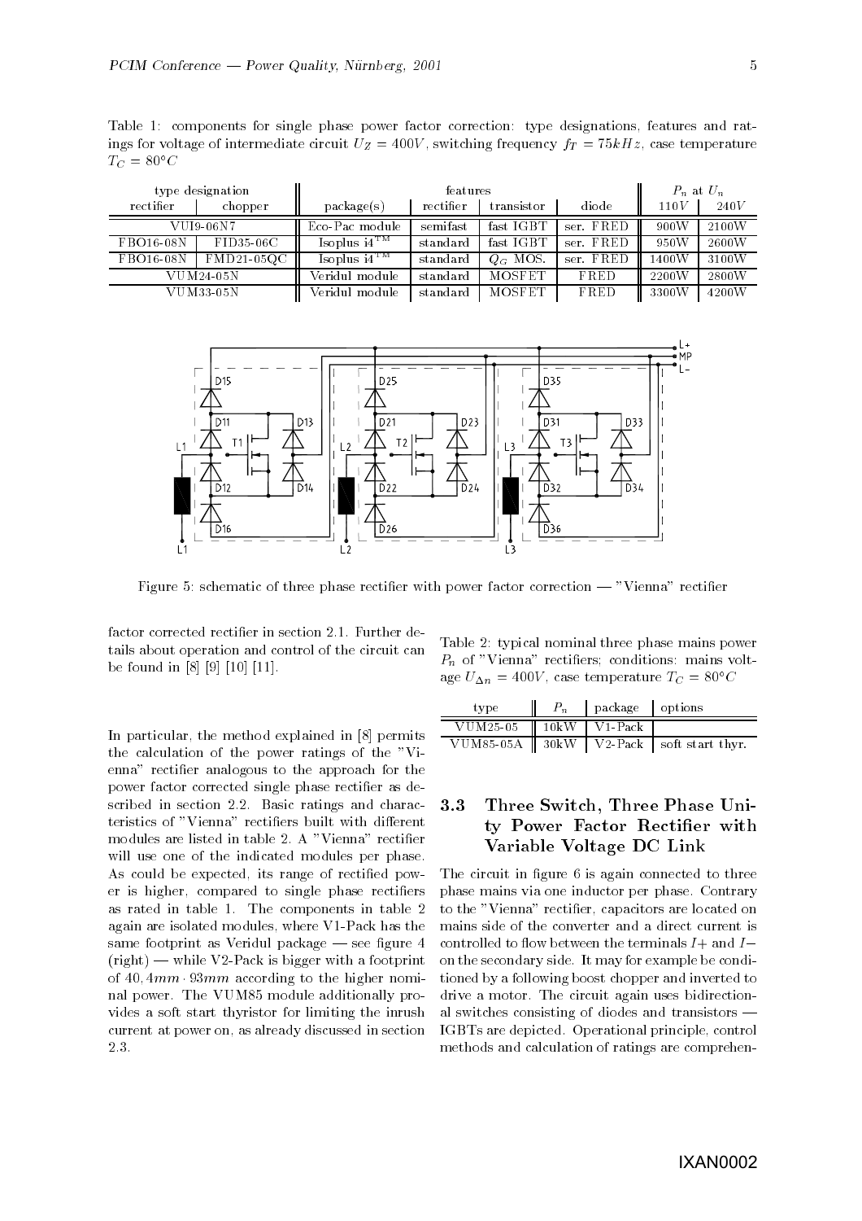Table 1: components for single phase power factor correction: type designations, features and ratings for voltage of intermediate circuit $U_Z = 400V$, switching frequency $f_T = 75kHz$, case temperature $T_C = 80°C$

| type designation | | features | | | | $P_n$ at $U_n$ | |
|---|---|---|---|---|---|---|---|
| rectifier | chopper | package(s) | rectifier | transistor | diode | $110V$ | $240V$ |
| VUI9-06N7 | | Eco-Pac module | semifast | fast IGBT | ser. FRED | 900W | 2100W |
| FBO16-08N | FID35-06C | Isoplus i4$^{TM}$ | standard | fast IGBT | ser. FRED | 950W | 2600W |
| FBO16-08N | FMD21-05QC | Isoplus i4$^{TM}$ | standard | $Q_G$ MOS. | ser. FRED | 1400W | 3100W |
| VUM24-05N | | Veridul module | standard | MOSFET | FRED | 2200W | 2800W |
| VUM33-05N | | Veridul module | standard | MOSFET | FRED | 3300W | 4200W |

Figure 5: schematic of three phase rectifier with power factor correction — "Vienna" rectifier

factor corrected rectifier in section 2.1. Further details about operation and control of the circuit can be found in [8] [9] [10] [11].

In particular, the method explained in [8] permits the calculation of the power ratings of the "Vienna" rectifier analogous to the approach for the power factor corrected single phase rectifier as described in section 2.2. Basic ratings and characteristics of "Vienna" rectifiers built with different modules are listed in table 2. A "Vienna" rectifier will use one of the indicated modules per phase. As could be expected, its range of rectified power is higher, compared to single phase rectifiers as rated in table 1. The components in table 2 again are isolated modules, where V1-Pack has the same footprint as Veridul package — see figure 4 (right) — while V2-Pack is bigger with a footprint of $40,4mm \cdot 93mm$ according to the higher nominal power. The VUM85 module additionally provides a soft start thyristor for limiting the inrush current at power on, as already discussed in section 2.3.

Table 2: typical nominal three phase mains power $P_n$ of "Vienna" rectifiers; conditions: mains voltage $U_{\Delta n} = 400V$, case temperature $T_C = 80°C$

| type | $P_n$ | package | options |
|---|---|---|---|
| VUM25-05 | 10kW | V1-Pack | |
| VUM85-05A | 30kW | V2-Pack | soft start thyr. |

### 3.3 Three Switch, Three Phase Unity Power Factor Rectifier with Variable Voltage DC Link

The circuit in figure 6 is again connected to three phase mains via one inductor per phase. Contrary to the "Vienna" rectifier, capacitors are located on mains side of the converter and a direct current is controlled to flow between the terminals $I+$ and $I-$ on the secondary side. It may for example be conditioned by a following boost chopper and inverted to drive a motor. The circuit again uses bidirectional switches consisting of diodes and transistors — IGBTs are depicted. Operational principle, control methods and calculation of ratings are comprehen-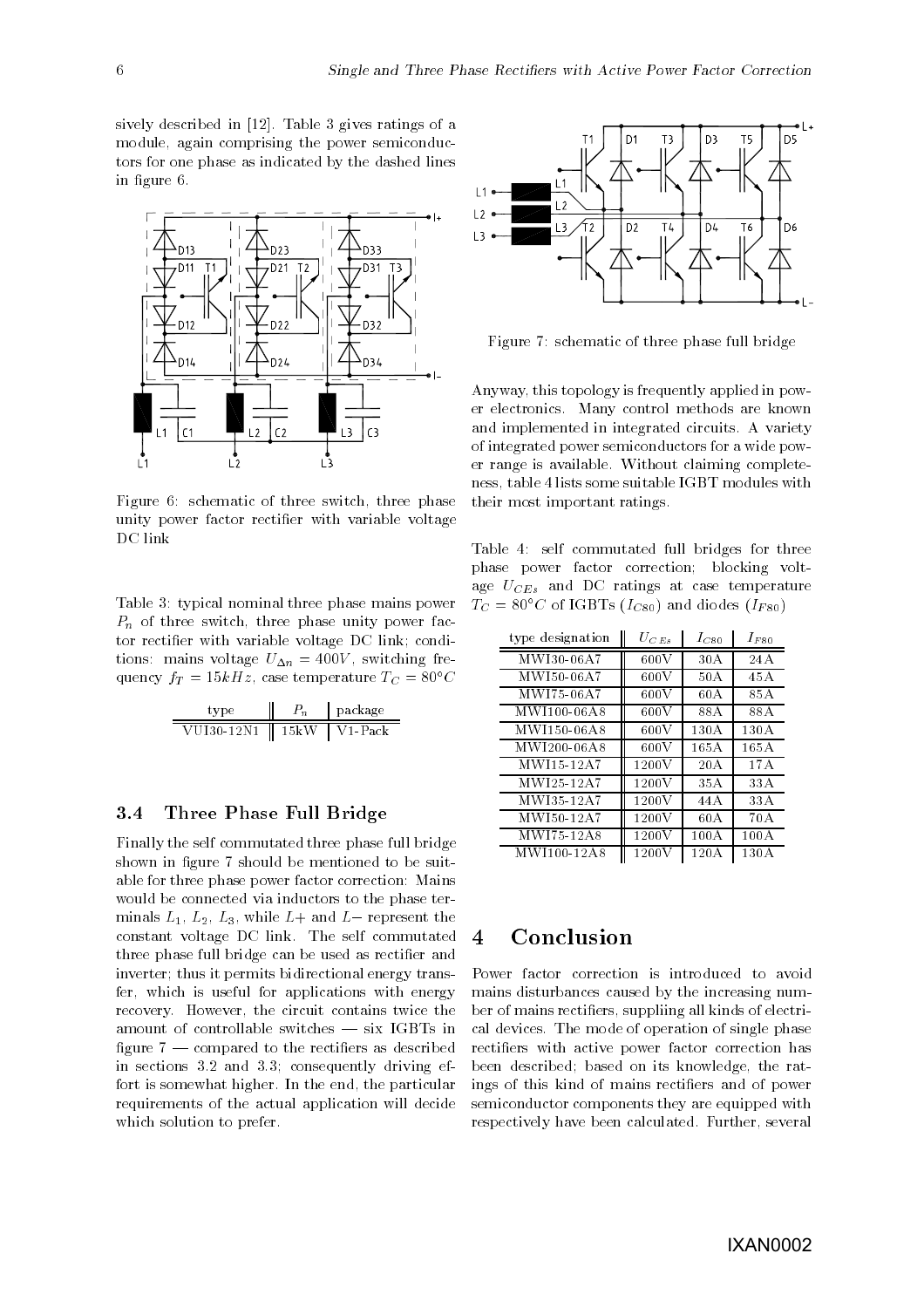sively described in [12]. Table 3 gives ratings of a module, again comprising the power semiconductors for one phase as indicated by the dashed lines in figure 6.

Figure 6: schematic of three switch, three phase unity power factor rectifier with variable voltage DC link

Table 3: typical nominal three phase mains power $P_n$ of three switch, three phase unity power factor rectifier with variable voltage DC link; conditions: mains voltage $U_{\Delta n} = 400V$, switching frequency $f_T = 15kHz$, case temperature $T_C = 80°C$

| type | $P_n$ | package |
|---|---|---|
| VUI30-12N1 | 15kW | V1-Pack |

### 3.4 Three Phase Full Bridge

Finally the self commutated three phase full bridge shown in figure 7 should be mentioned to be suitable for three phase power factor correction: Mains would be connected via inductors to the phase terminals $L_1$, $L_2$, $L_3$, while $L+$ and $L-$ represent the constant voltage DC link. The self commutated three phase full bridge can be used as rectifier and inverter; thus it permits bidirectional energy transfer, which is useful for applications with energy recovery. However, the circuit contains twice the amount of controllable switches — six IGBTs in figure 7 — compared to the rectifiers as described in sections 3.2 and 3.3; consequently driving effort is somewhat higher. In the end, the particular requirements of the actual application will decide which solution to prefer.

Figure 7: schematic of three phase full bridge

Anyway, this topology is frequently applied in power electronics. Many control methods are known and implemented in integrated circuits. A variety of integrated power semiconductors for a wide power range is available. Without claiming completeness, table 4 lists some suitable IGBT modules with their most important ratings.

Table 4: self commutated full bridges for three phase power factor correction; blocking voltage $U_{CEs}$ and DC ratings at case temperature $T_C = 80°C$ of IGBTs ($I_{C80}$) and diodes ($I_{F80}$)

| type designation | $U_{CEs}$ | $I_{C80}$ | $I_{F80}$ |
|---|---|---|---|
| MWI30-06A7 | 600V | 30A | 24A |
| MWI50-06A7 | 600V | 50A | 45A |
| MWI75-06A7 | 600V | 60A | 85A |
| MWI100-06A8 | 600V | 88A | 88A |
| MWI150-06A8 | 600V | 130A | 130A |
| MWI200-06A8 | 600V | 165A | 165A |
| MWI15-12A7 | 1200V | 20A | 17A |
| MWI25-12A7 | 1200V | 35A | 33A |
| MWI35-12A7 | 1200V | 44A | 33A |
| MWI50-12A7 | 1200V | 60A | 70A |
| MWI75-12A8 | 1200V | 100A | 100A |
| MWI100-12A8 | 1200V | 120A | 130A |

# 4 Conclusion

Power factor correction is introduced to avoid mains disturbances caused by the increasing number of mains rectifiers, suppliing all kinds of electrical devices. The mode of operation of single phase rectifiers with active power factor correction has been described; based on its knowledge, the ratings of this kind of mains rectifiers and of power semiconductor components they are equipped with respectively have been calculated. Further, several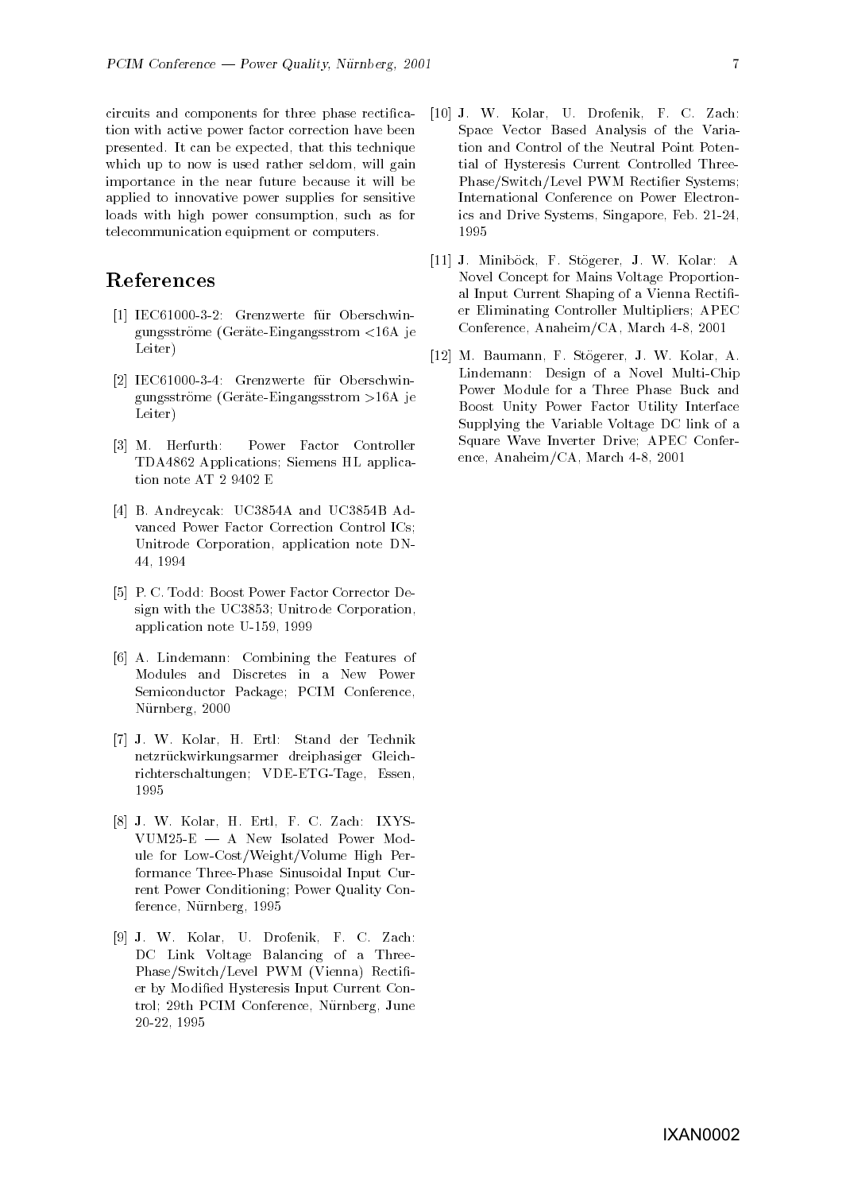circuits and components for three phase rectification with active power factor correction have been presented. It can be expected, that this technique which up to now is used rather seldom, will gain importance in the near future because it will be applied to innovative power supplies for sensitive loads with high power consumption, such as for telecommunication equipment or computers.

## References

[1] IEC61000-3-2: Grenzwerte für Oberschwingungsströme (Geräte-Eingangsstrom <16A je Leiter)

[2] IEC61000-3-4: Grenzwerte für Oberschwingungsströme (Geräte-Eingangsstrom >16A je Leiter)

[3] M. Herfurth: Power Factor Controller TDA4862 Applications; Siemens HL application note AT 2 9402 E

[4] B. Andreycak: UC3854A and UC3854B Advanced Power Factor Correction Control ICs; Unitrode Corporation, application note DN-44, 1994

[5] P. C. Todd: Boost Power Factor Corrector Design with the UC3853; Unitrode Corporation, application note U-159, 1999

[6] A. Lindemann: Combining the Features of Modules and Discretes in a New Power Semiconductor Package; PCIM Conference, Nürnberg, 2000

[7] J. W. Kolar, H. Ertl: Stand der Technik netzrückwirkungsarmer dreiphasiger Gleichrichterschaltungen; VDE-ETG-Tage, Essen, 1995

[8] J. W. Kolar, H. Ertl, F. C. Zach: IXYS-VUM25-E — A New Isolated Power Module for Low-Cost/Weight/Volume High Performance Three-Phase Sinusoidal Input Current Power Conditioning; Power Quality Conference, Nürnberg, 1995

[9] J. W. Kolar, U. Drofenik, F. C. Zach: DC Link Voltage Balancing of a Three-Phase/Switch/Level PWM (Vienna) Rectifier by Modified Hysteresis Input Current Control; 29th PCIM Conference, Nürnberg, June 20-22, 1995

[10] J. W. Kolar, U. Drofenik, F. C. Zach: Space Vector Based Analysis of the Variation and Control of the Neutral Point Potential of Hysteresis Current Controlled Three-Phase/Switch/Level PWM Rectifier Systems; International Conference on Power Electronics and Drive Systems, Singapore, Feb. 21-24, 1995

[11] J. Miniböck, F. Stögerer, J. W. Kolar: A Novel Concept for Mains Voltage Proportional Input Current Shaping of a Vienna Rectifier Eliminating Controller Multipliers; APEC Conference, Anaheim/CA, March 4-8, 2001

[12] M. Baumann, F. Stögerer, J. W. Kolar, A. Lindemann: Design of a Novel Multi-Chip Power Module for a Three Phase Buck and Boost Unity Power Factor Utility Interface Supplying the Variable Voltage DC link of a Square Wave Inverter Drive; APEC Conference, Anaheim/CA, March 4-8, 2001